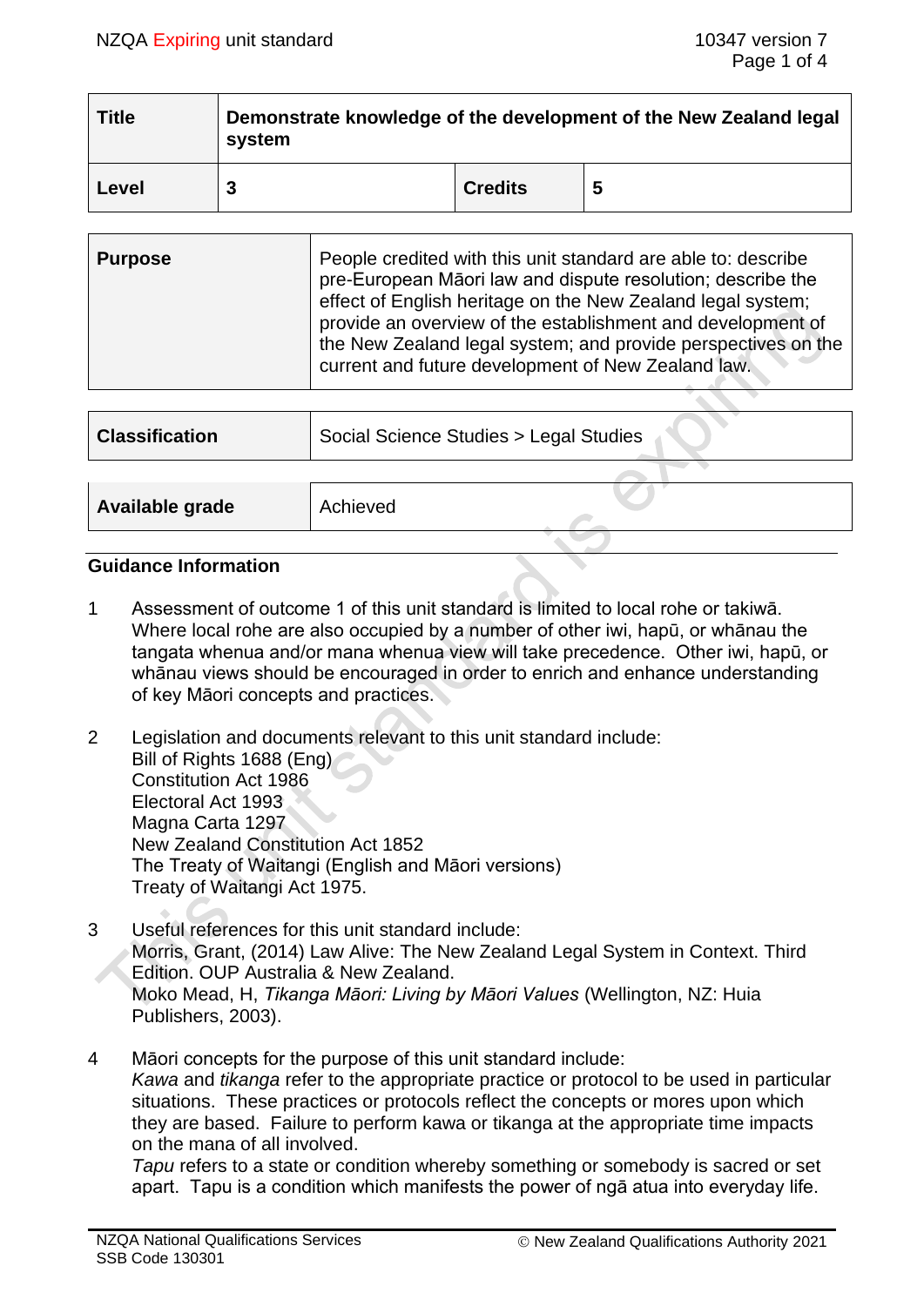| Title | Demonstrate knowledge of the development of the New Zealand legal system | | |
|---|---|---|---|
| Level | 3 | Credits | 5 |

| Purpose | People credited with this unit standard are able to: describe pre-European Māori law and dispute resolution; describe the effect of English heritage on the New Zealand legal system; provide an overview of the establishment and development of the New Zealand legal system; and provide perspectives on the current and future development of New Zealand law. |
|---|---|

| Classification | Social Science Studies > Legal Studies |
|---|---|

| Available grade | Achieved |
|---|---|

## Guidance Information

1. Assessment of outcome 1 of this unit standard is limited to local rohe or takiwā. Where local rohe are also occupied by a number of other iwi, hapū, or whānau the tangata whenua and/or mana whenua view will take precedence. Other iwi, hapū, or whānau views should be encouraged in order to enrich and enhance understanding of key Māori concepts and practices.

2. Legislation and documents relevant to this unit standard include:
   Bill of Rights 1688 (Eng)
   Constitution Act 1986
   Electoral Act 1993
   Magna Carta 1297
   New Zealand Constitution Act 1852
   The Treaty of Waitangi (English and Māori versions)
   Treaty of Waitangi Act 1975.

3. Useful references for this unit standard include:
   Morris, Grant, (2014) Law Alive: The New Zealand Legal System in Context. Third Edition. OUP Australia & New Zealand.
   Moko Mead, H, *Tikanga Māori: Living by Māori Values* (Wellington, NZ: Huia Publishers, 2003).

4. Māori concepts for the purpose of this unit standard include:
   *Kawa* and *tikanga* refer to the appropriate practice or protocol to be used in particular situations. These practices or protocols reflect the concepts or mores upon which they are based. Failure to perform kawa or tikanga at the appropriate time impacts on the mana of all involved.
   *Tapu* refers to a state or condition whereby something or somebody is sacred or set apart. Tapu is a condition which manifests the power of ngā atua into everyday life.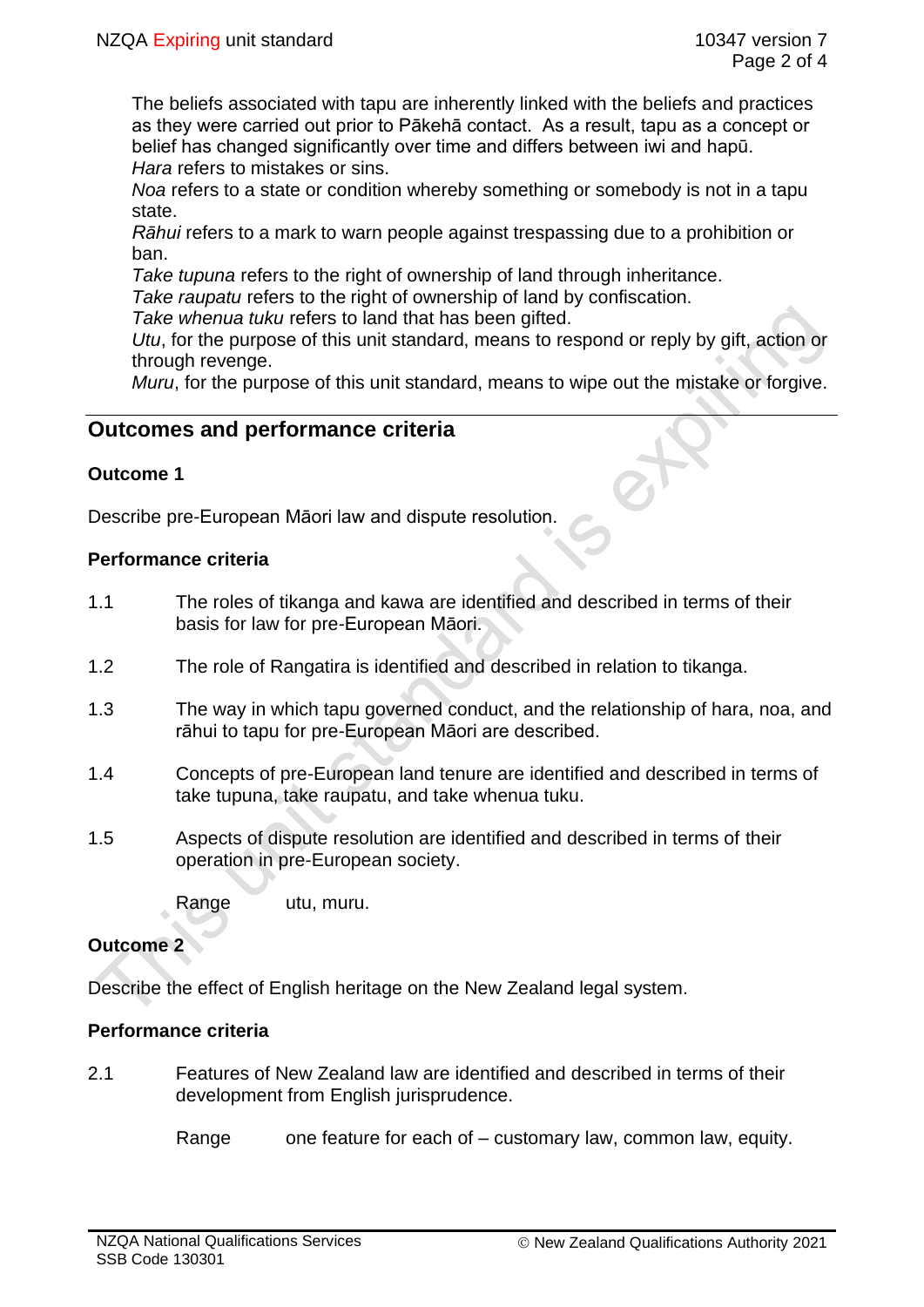The beliefs associated with tapu are inherently linked with the beliefs and practices as they were carried out prior to Pākehā contact. As a result, tapu as a concept or belief has changed significantly over time and differs between iwi and hapū.
*Hara* refers to mistakes or sins.
*Noa* refers to a state or condition whereby something or somebody is not in a tapu state.
*Rāhui* refers to a mark to warn people against trespassing due to a prohibition or ban.
*Take tupuna* refers to the right of ownership of land through inheritance.
*Take raupatu* refers to the right of ownership of land by confiscation.
*Take whenua tuku* refers to land that has been gifted.
*Utu*, for the purpose of this unit standard, means to respond or reply by gift, action or through revenge.
*Muru*, for the purpose of this unit standard, means to wipe out the mistake or forgive.

## Outcomes and performance criteria

### Outcome 1

Describe pre-European Māori law and dispute resolution.

### Performance criteria

1.1 The roles of tikanga and kawa are identified and described in terms of their basis for law for pre-European Māori.

1.2 The role of Rangatira is identified and described in relation to tikanga.

1.3 The way in which tapu governed conduct, and the relationship of hara, noa, and rāhui to tapu for pre-European Māori are described.

1.4 Concepts of pre-European land tenure are identified and described in terms of take tupuna, take raupatu, and take whenua tuku.

1.5 Aspects of dispute resolution are identified and described in terms of their operation in pre-European society.

Range utu, muru.

### Outcome 2

Describe the effect of English heritage on the New Zealand legal system.

### Performance criteria

2.1 Features of New Zealand law are identified and described in terms of their development from English jurisprudence.

Range one feature for each of – customary law, common law, equity.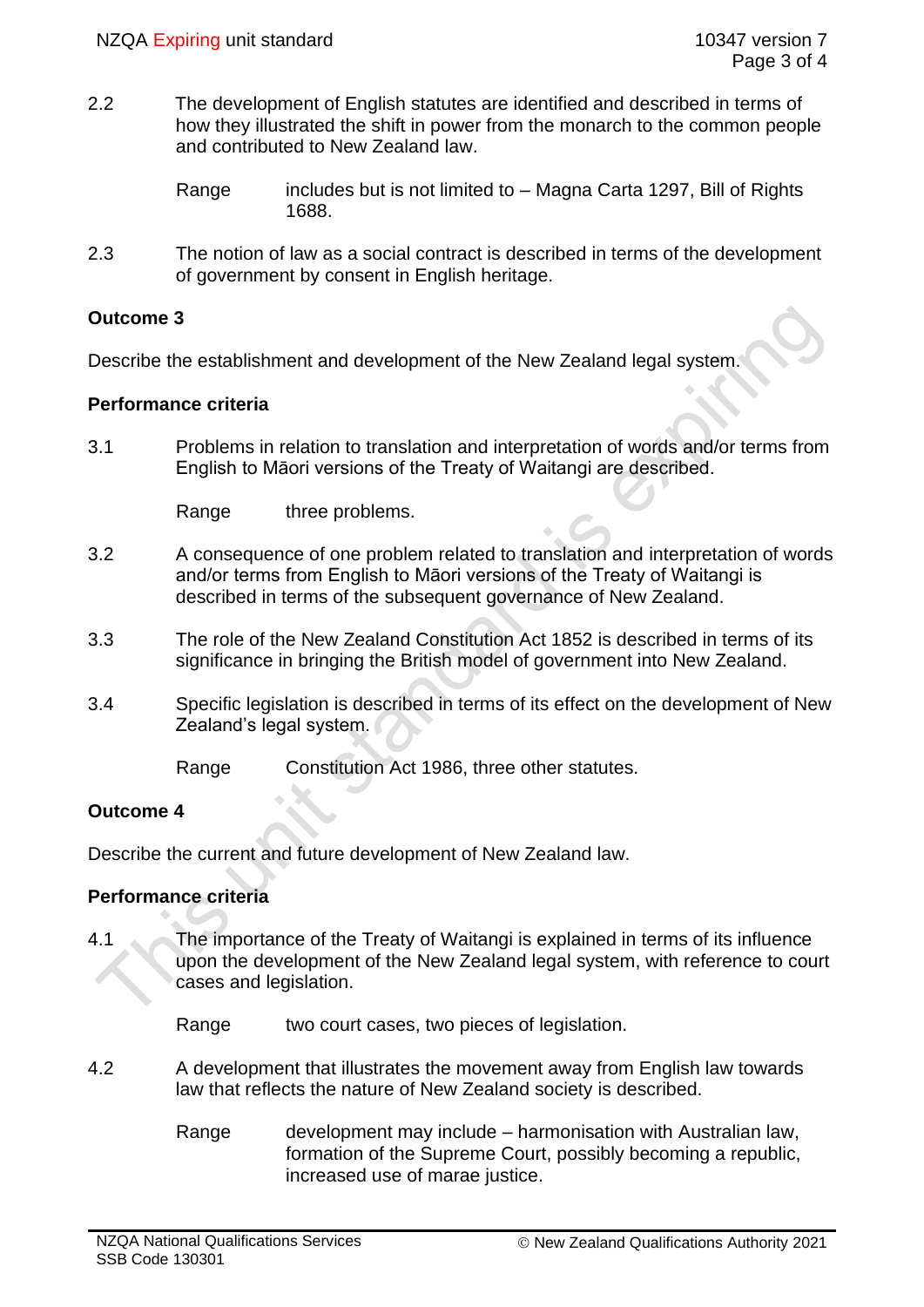2.2 The development of English statutes are identified and described in terms of how they illustrated the shift in power from the monarch to the common people and contributed to New Zealand law.

Range includes but is not limited to – Magna Carta 1297, Bill of Rights 1688.

2.3 The notion of law as a social contract is described in terms of the development of government by consent in English heritage.

**Outcome 3**

Describe the establishment and development of the New Zealand legal system.

**Performance criteria**

3.1 Problems in relation to translation and interpretation of words and/or terms from English to Māori versions of the Treaty of Waitangi are described.

Range three problems.

3.2 A consequence of one problem related to translation and interpretation of words and/or terms from English to Māori versions of the Treaty of Waitangi is described in terms of the subsequent governance of New Zealand.

3.3 The role of the New Zealand Constitution Act 1852 is described in terms of its significance in bringing the British model of government into New Zealand.

3.4 Specific legislation is described in terms of its effect on the development of New Zealand's legal system.

Range Constitution Act 1986, three other statutes.

**Outcome 4**

Describe the current and future development of New Zealand law.

**Performance criteria**

4.1 The importance of the Treaty of Waitangi is explained in terms of its influence upon the development of the New Zealand legal system, with reference to court cases and legislation.

Range two court cases, two pieces of legislation.

4.2 A development that illustrates the movement away from English law towards law that reflects the nature of New Zealand society is described.

Range development may include – harmonisation with Australian law, formation of the Supreme Court, possibly becoming a republic, increased use of marae justice.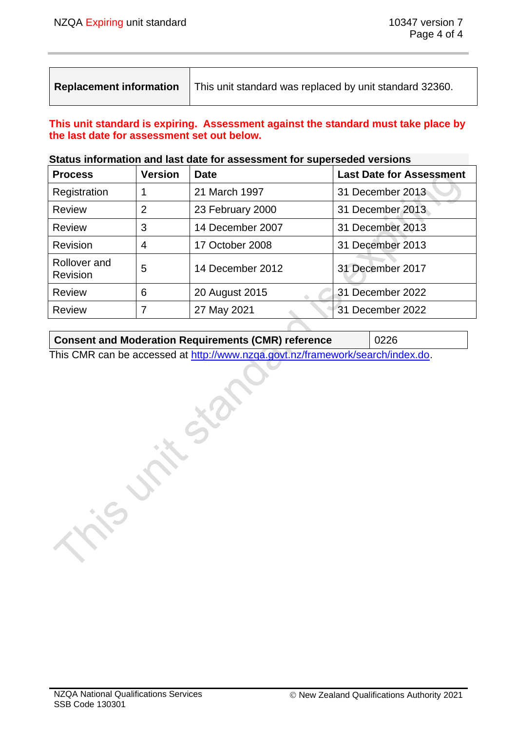| | |
|---|---|
| **Replacement information** | This unit standard was replaced by unit standard 32360. |

**This unit standard is expiring. Assessment against the standard must take place by the last date for assessment set out below.**

**Status information and last date for assessment for superseded versions**

| Process | Version | Date | Last Date for Assessment |
|---|---|---|---|
| Registration | 1 | 21 March 1997 | 31 December 2013 |
| Review | 2 | 23 February 2000 | 31 December 2013 |
| Review | 3 | 14 December 2007 | 31 December 2013 |
| Revision | 4 | 17 October 2008 | 31 December 2013 |
| Rollover and Revision | 5 | 14 December 2012 | 31 December 2017 |
| Review | 6 | 20 August 2015 | 31 December 2022 |
| Review | 7 | 27 May 2021 | 31 December 2022 |

| | |
|---|---|
| **Consent and Moderation Requirements (CMR) reference** | 0226 |

This CMR can be accessed at http://www.nzqa.govt.nz/framework/search/index.do.